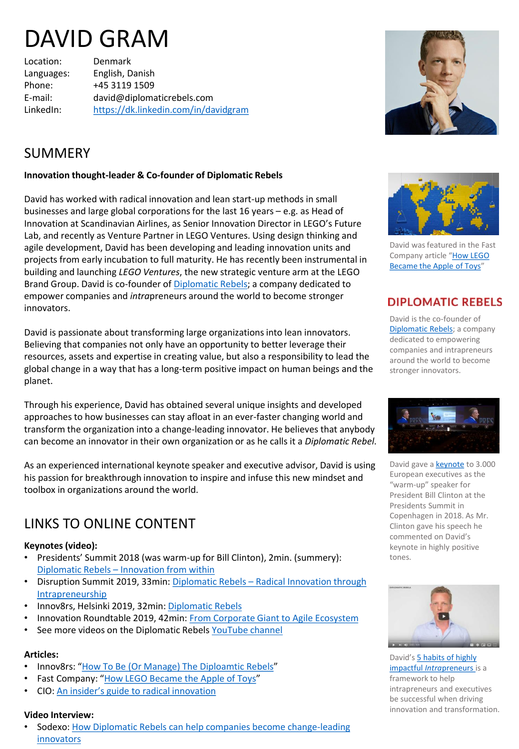# DAVID GRAM

Location: Denmark
Languages: English, Danish
Phone: +45 3119 1509
E-mail: david@diplomaticrebels.com
LinkedIn: https://dk.linkedin.com/in/davidgram

## SUMMERY

**Innovation thought-leader & Co-founder of Diplomatic Rebels**

David has worked with radical innovation and lean start-up methods in small businesses and large global corporations for the last 16 years – e.g. as Head of Innovation at Scandinavian Airlines, as Senior Innovation Director in LEGO's Future Lab, and recently as Venture Partner in LEGO Ventures. Using design thinking and agile development, David has been developing and leading innovation units and projects from early incubation to full maturity. He has recently been instrumental in building and launching *LEGO Ventures*, the new strategic venture arm at the LEGO Brand Group. David is co-founder of Diplomatic Rebels; a company dedicated to empower companies and *intra*preneurs around the world to become stronger innovators.

David is passionate about transforming large organizations into lean innovators. Believing that companies not only have an opportunity to better leverage their resources, assets and expertise in creating value, but also a responsibility to lead the global change in a way that has a long-term positive impact on human beings and the planet.

Through his experience, David has obtained several unique insights and developed approaches to how businesses can stay afloat in an ever-faster changing world and transform the organization into a change-leading innovator. He believes that anybody can become an innovator in their own organization or as he calls it a *Diplomatic Rebel*.

As an experienced international keynote speaker and executive advisor, David is using his passion for breakthrough innovation to inspire and infuse this new mindset and toolbox in organizations around the world.

## LINKS TO ONLINE CONTENT

**Keynotes (video):**

- Presidents' Summit 2018 (was warm-up for Bill Clinton), 2min. (summery): Diplomatic Rebels – Innovation from within
- Disruption Summit 2019, 33min: Diplomatic Rebels – Radical Innovation through Intrapreneurship
- Innov8rs, Helsinki 2019, 32min: Diplomatic Rebels
- Innovation Roundtable 2019, 42min: From Corporate Giant to Agile Ecosystem
- See more videos on the Diplomatic Rebels YouTube channel

**Articles:**

- Innov8rs: "How To Be (Or Manage) The Diploamtic Rebels"
- Fast Company: "How LEGO Became the Apple of Toys"
- CIO: An insider's guide to radical innovation

**Video Interview:**

- Sodexo: How Diplomatic Rebels can help companies become change-leading innovators

David was featured in the Fast Company article "How LEGO Became the Apple of Toys"

**DIPLOMATIC REBELS**

David is the co-founder of Diplomatic Rebels; a company dedicated to empowering companies and intrapreneurs around the world to become stronger innovators.

David gave a keynote to 3.000 European executives as the "warm-up" speaker for President Bill Clinton at the Presidents Summit in Copenhagen in 2018. As Mr. Clinton gave his speech he commented on David's keynote in highly positive tones.

David's 5 habits of highly impactful *Intra*preneurs is a framework to help intrapreneurs and executives be successful when driving innovation and transformation.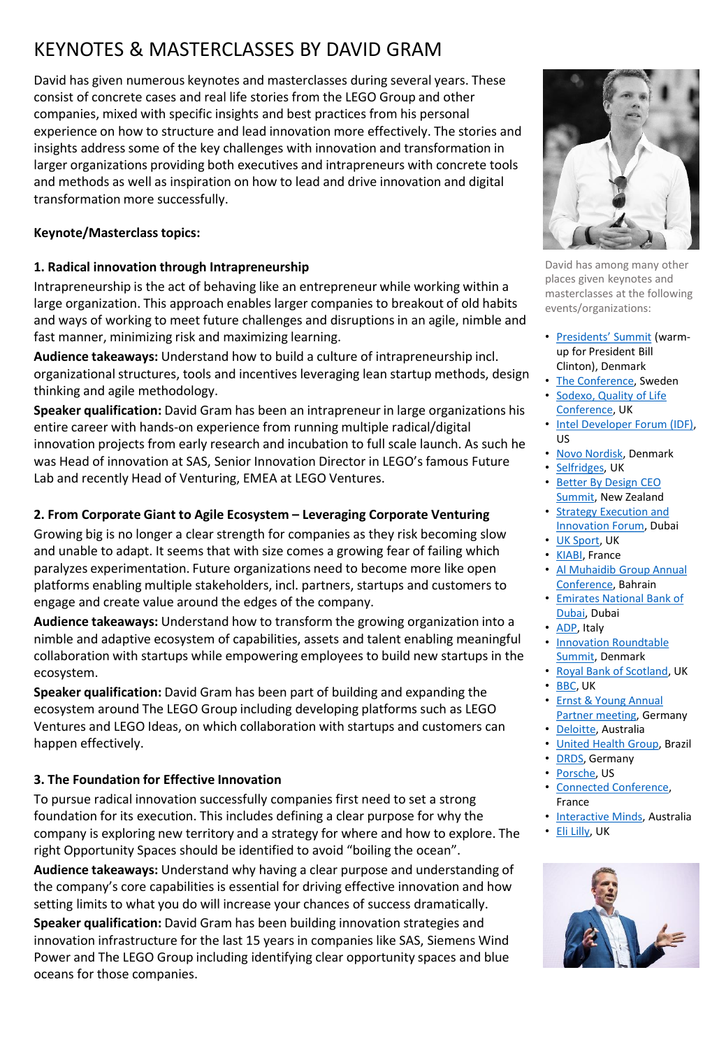# KEYNOTES & MASTERCLASSES BY DAVID GRAM

David has given numerous keynotes and masterclasses during several years. These consist of concrete cases and real life stories from the LEGO Group and other companies, mixed with specific insights and best practices from his personal experience on how to structure and lead innovation more effectively. The stories and insights address some of the key challenges with innovation and transformation in larger organizations providing both executives and intrapreneurs with concrete tools and methods as well as inspiration on how to lead and drive innovation and digital transformation more successfully.

**Keynote/Masterclass topics:**

**1. Radical innovation through Intrapreneurship**

Intrapreneurship is the act of behaving like an entrepreneur while working within a large organization. This approach enables larger companies to breakout of old habits and ways of working to meet future challenges and disruptions in an agile, nimble and fast manner, minimizing risk and maximizing learning.

**Audience takeaways:** Understand how to build a culture of intrapreneurship incl. organizational structures, tools and incentives leveraging lean startup methods, design thinking and agile methodology.

**Speaker qualification:** David Gram has been an intrapreneur in large organizations his entire career with hands-on experience from running multiple radical/digital innovation projects from early research and incubation to full scale launch. As such he was Head of innovation at SAS, Senior Innovation Director in LEGO's famous Future Lab and recently Head of Venturing, EMEA at LEGO Ventures.

**2. From Corporate Giant to Agile Ecosystem – Leveraging Corporate Venturing**

Growing big is no longer a clear strength for companies as they risk becoming slow and unable to adapt. It seems that with size comes a growing fear of failing which paralyzes experimentation. Future organizations need to become more like open platforms enabling multiple stakeholders, incl. partners, startups and customers to engage and create value around the edges of the company.

**Audience takeaways:** Understand how to transform the growing organization into a nimble and adaptive ecosystem of capabilities, assets and talent enabling meaningful collaboration with startups while empowering employees to build new startups in the ecosystem.

**Speaker qualification:** David Gram has been part of building and expanding the ecosystem around The LEGO Group including developing platforms such as LEGO Ventures and LEGO Ideas, on which collaboration with startups and customers can happen effectively.

**3. The Foundation for Effective Innovation**

To pursue radical innovation successfully companies first need to set a strong foundation for its execution. This includes defining a clear purpose for why the company is exploring new territory and a strategy for where and how to explore. The right Opportunity Spaces should be identified to avoid "boiling the ocean".

**Audience takeaways:** Understand why having a clear purpose and understanding of the company's core capabilities is essential for driving effective innovation and how setting limits to what you do will increase your chances of success dramatically.

**Speaker qualification:** David Gram has been building innovation strategies and innovation infrastructure for the last 15 years in companies like SAS, Siemens Wind Power and The LEGO Group including identifying clear opportunity spaces and blue oceans for those companies.

David has among many other places given keynotes and masterclasses at the following events/organizations:

- Presidents' Summit (warm-up for President Bill Clinton), Denmark
- The Conference, Sweden
- Sodexo, Quality of Life Conference, UK
- Intel Developer Forum (IDF), US
- Novo Nordisk, Denmark
- Selfridges, UK
- Better By Design CEO Summit, New Zealand
- Strategy Execution and Innovation Forum, Dubai
- UK Sport, UK
- KIABI, France
- Al Muhaidib Group Annual Conference, Bahrain
- Emirates National Bank of Dubai, Dubai
- ADP, Italy
- Innovation Roundtable Summit, Denmark
- Royal Bank of Scotland, UK
- BBC, UK
- Ernst & Young Annual Partner meeting, Germany
- Deloitte, Australia
- United Health Group, Brazil
- DRDS, Germany
- Porsche, US
- Connected Conference, France
- Interactive Minds, Australia
- Eli Lilly, UK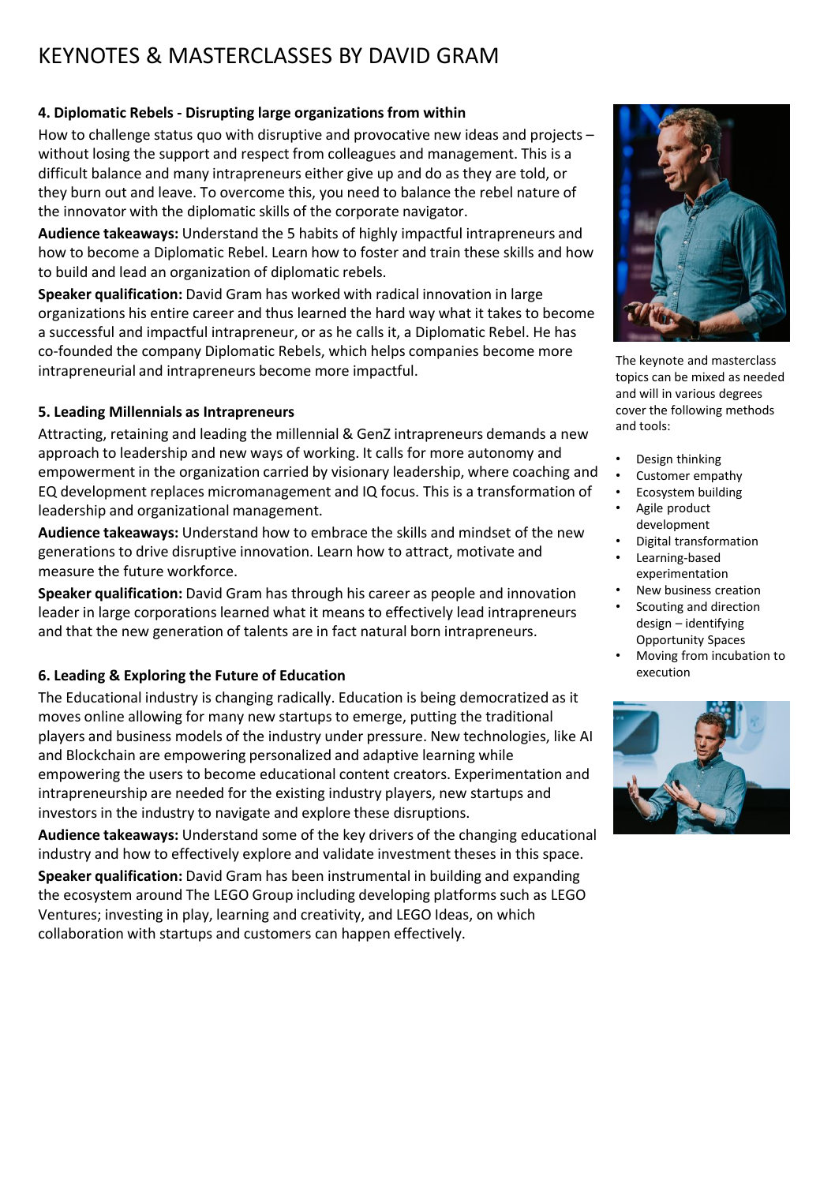# KEYNOTES & MASTERCLASSES BY DAVID GRAM

**4. Diplomatic Rebels - Disrupting large organizations from within**

How to challenge status quo with disruptive and provocative new ideas and projects – without losing the support and respect from colleagues and management. This is a difficult balance and many intrapreneurs either give up and do as they are told, or they burn out and leave. To overcome this, you need to balance the rebel nature of the innovator with the diplomatic skills of the corporate navigator.

**Audience takeaways:** Understand the 5 habits of highly impactful intrapreneurs and how to become a Diplomatic Rebel. Learn how to foster and train these skills and how to build and lead an organization of diplomatic rebels.

**Speaker qualification:** David Gram has worked with radical innovation in large organizations his entire career and thus learned the hard way what it takes to become a successful and impactful intrapreneur, or as he calls it, a Diplomatic Rebel. He has co-founded the company Diplomatic Rebels, which helps companies become more intrapreneurial and intrapreneurs become more impactful.

**5. Leading Millennials as Intrapreneurs**

Attracting, retaining and leading the millennial & GenZ intrapreneurs demands a new approach to leadership and new ways of working. It calls for more autonomy and empowerment in the organization carried by visionary leadership, where coaching and EQ development replaces micromanagement and IQ focus. This is a transformation of leadership and organizational management.

**Audience takeaways:** Understand how to embrace the skills and mindset of the new generations to drive disruptive innovation. Learn how to attract, motivate and measure the future workforce.

**Speaker qualification:** David Gram has through his career as people and innovation leader in large corporations learned what it means to effectively lead intrapreneurs and that the new generation of talents are in fact natural born intrapreneurs.

**6. Leading & Exploring the Future of Education**

The Educational industry is changing radically. Education is being democratized as it moves online allowing for many new startups to emerge, putting the traditional players and business models of the industry under pressure. New technologies, like AI and Blockchain are empowering personalized and adaptive learning while empowering the users to become educational content creators. Experimentation and intrapreneurship are needed for the existing industry players, new startups and investors in the industry to navigate and explore these disruptions.

**Audience takeaways:** Understand some of the key drivers of the changing educational industry and how to effectively explore and validate investment theses in this space.

**Speaker qualification:** David Gram has been instrumental in building and expanding the ecosystem around The LEGO Group including developing platforms such as LEGO Ventures; investing in play, learning and creativity, and LEGO Ideas, on which collaboration with startups and customers can happen effectively.

The keynote and masterclass topics can be mixed as needed and will in various degrees cover the following methods and tools:

- Design thinking
- Customer empathy
- Ecosystem building
- Agile product development
- Digital transformation
- Learning-based experimentation
- New business creation
- Scouting and direction design – identifying Opportunity Spaces
- Moving from incubation to execution